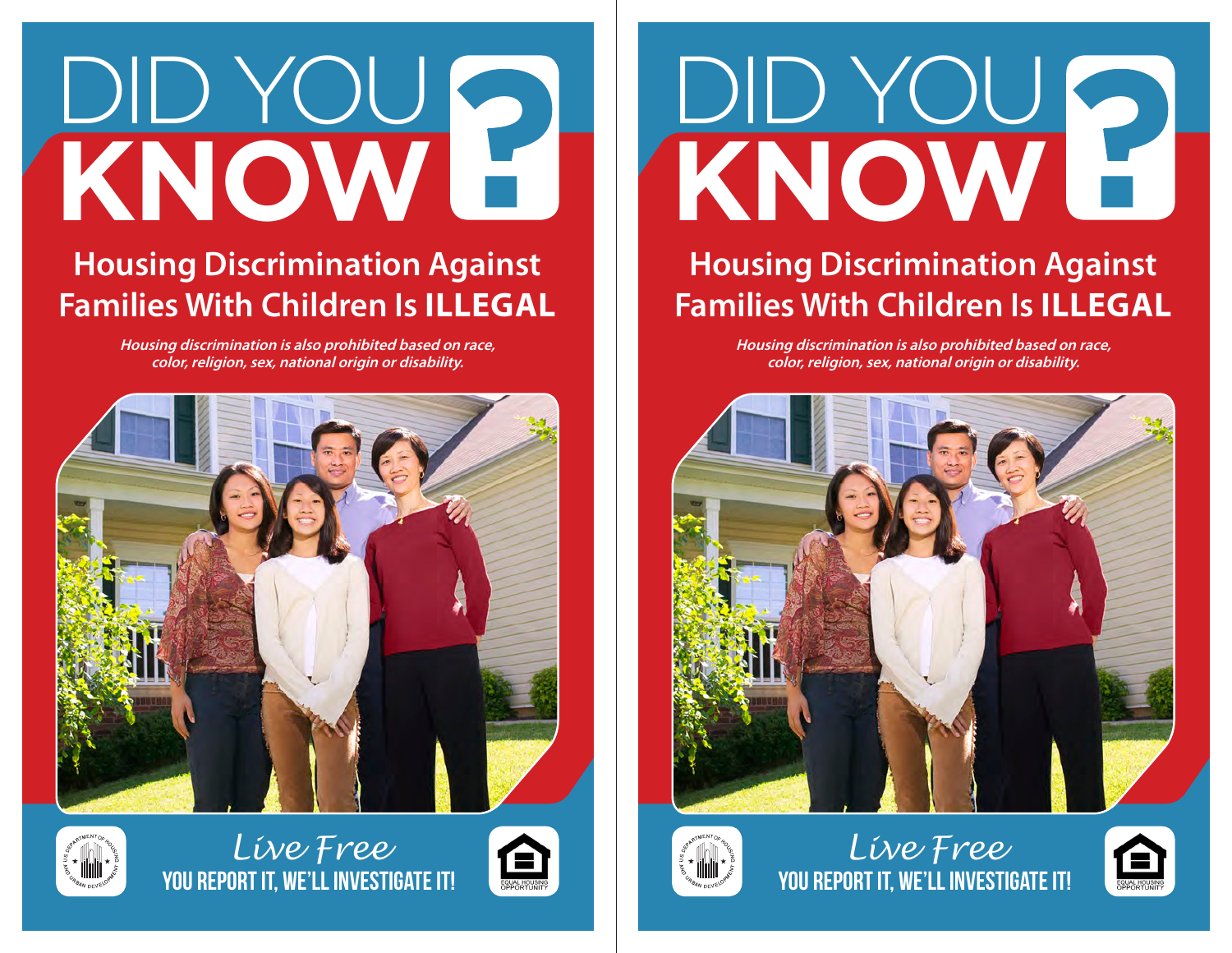# DID YOU KNOW?

## Housing Discrimination Against Families With Children Is **ILLEGAL**

***Housing discrimination is also prohibited based on race, color, religion, sex, national origin or disability.***

*Live Free*

**YOU REPORT IT, WE'LL INVESTIGATE IT!**

U.S. DEPARTMENT OF HOUSING AND URBAN DEVELOPMENT

EQUAL HOUSING OPPORTUNITY

# DID YOU KNOW?

## Housing Discrimination Against Families With Children Is **ILLEGAL**

***Housing discrimination is also prohibited based on race, color, religion, sex, national origin or disability.***

*Live Free*

**YOU REPORT IT, WE'LL INVESTIGATE IT!**

U.S. DEPARTMENT OF HOUSING AND URBAN DEVELOPMENT

EQUAL HOUSING OPPORTUNITY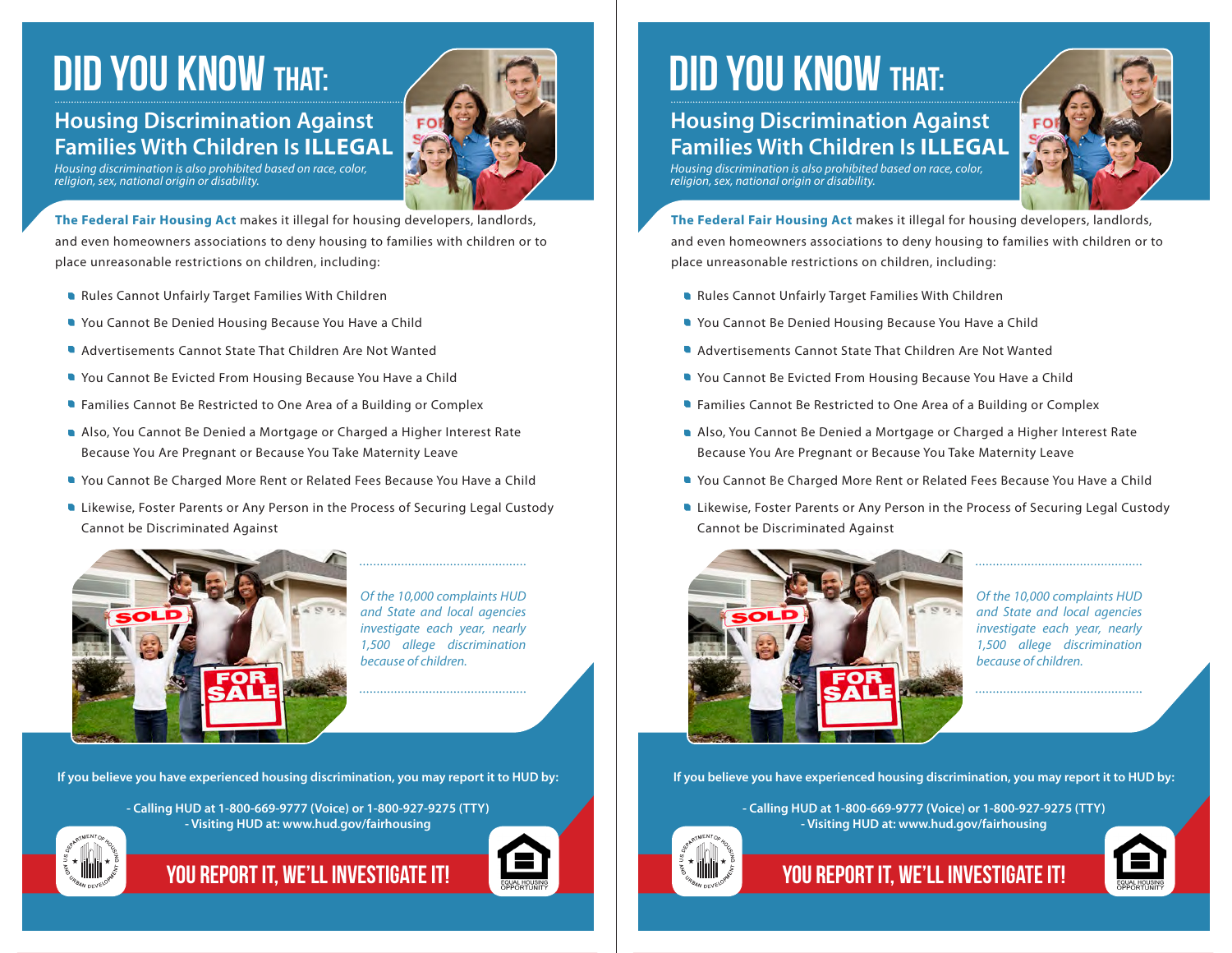# DID YOU KNOW THAT:

## Housing Discrimination Against Families With Children Is **ILLEGAL**

*Housing discrimination is also prohibited based on race, color, religion, sex, national origin or disability.*

**The Federal Fair Housing Act** makes it illegal for housing developers, landlords, and even homeowners associations to deny housing to families with children or to place unreasonable restrictions on children, including:

- Rules Cannot Unfairly Target Families With Children
- You Cannot Be Denied Housing Because You Have a Child
- Advertisements Cannot State That Children Are Not Wanted
- You Cannot Be Evicted From Housing Because You Have a Child
- Families Cannot Be Restricted to One Area of a Building or Complex
- Also, You Cannot Be Denied a Mortgage or Charged a Higher Interest Rate Because You Are Pregnant or Because You Take Maternity Leave
- You Cannot Be Charged More Rent or Related Fees Because You Have a Child
- Likewise, Foster Parents or Any Person in the Process of Securing Legal Custody Cannot be Discriminated Against

*Of the 10,000 complaints HUD and State and local agencies investigate each year, nearly 1,500 allege discrimination because of children.*

**If you believe you have experienced housing discrimination, you may report it to HUD by:**

**- Calling HUD at 1-800-669-9777 (Voice) or 1-800-927-9275 (TTY)**
**- Visiting HUD at: www.hud.gov/fairhousing**

**YOU REPORT IT, WE'LL INVESTIGATE IT!**

# DID YOU KNOW THAT:

## Housing Discrimination Against Families With Children Is **ILLEGAL**

*Housing discrimination is also prohibited based on race, color, religion, sex, national origin or disability.*

**The Federal Fair Housing Act** makes it illegal for housing developers, landlords, and even homeowners associations to deny housing to families with children or to place unreasonable restrictions on children, including:

- Rules Cannot Unfairly Target Families With Children
- You Cannot Be Denied Housing Because You Have a Child
- Advertisements Cannot State That Children Are Not Wanted
- You Cannot Be Evicted From Housing Because You Have a Child
- Families Cannot Be Restricted to One Area of a Building or Complex
- Also, You Cannot Be Denied a Mortgage or Charged a Higher Interest Rate Because You Are Pregnant or Because You Take Maternity Leave
- You Cannot Be Charged More Rent or Related Fees Because You Have a Child
- Likewise, Foster Parents or Any Person in the Process of Securing Legal Custody Cannot be Discriminated Against

*Of the 10,000 complaints HUD and State and local agencies investigate each year, nearly 1,500 allege discrimination because of children.*

**If you believe you have experienced housing discrimination, you may report it to HUD by:**

**- Calling HUD at 1-800-669-9777 (Voice) or 1-800-927-9275 (TTY)**
**- Visiting HUD at: www.hud.gov/fairhousing**

**YOU REPORT IT, WE'LL INVESTIGATE IT!**